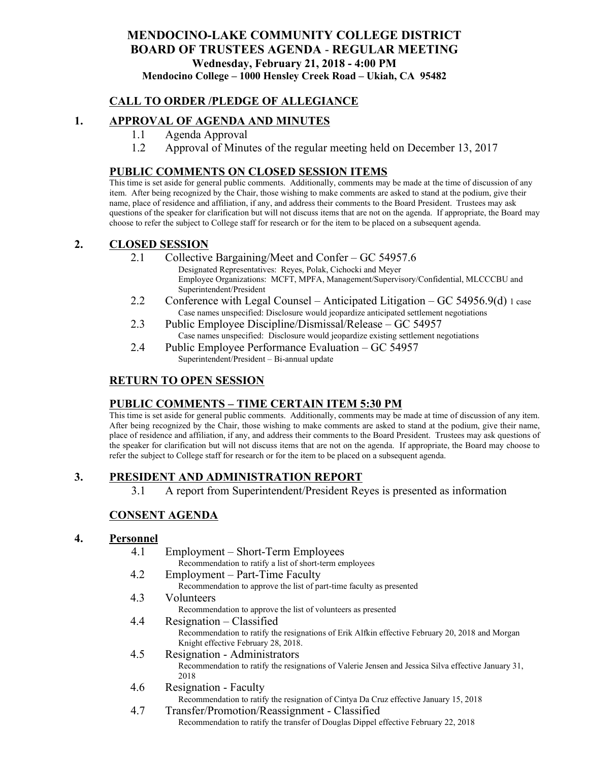# MENDOCINO-LAKE COMMUNITY COLLEGE DISTRICT
# BOARD OF TRUSTEES AGENDA - REGULAR MEETING

**Wednesday, February 21, 2018 - 4:00 PM**

**Mendocino College – 1000 Hensley Creek Road – Ukiah, CA 95482**

## CALL TO ORDER /PLEDGE OF ALLEGIANCE

## 1. APPROVAL OF AGENDA AND MINUTES

1.1 Agenda Approval

1.2 Approval of Minutes of the regular meeting held on December 13, 2017

## PUBLIC COMMENTS ON CLOSED SESSION ITEMS

This time is set aside for general public comments. Additionally, comments may be made at the time of discussion of any item. After being recognized by the Chair, those wishing to make comments are asked to stand at the podium, give their name, place of residence and affiliation, if any, and address their comments to the Board President. Trustees may ask questions of the speaker for clarification but will not discuss items that are not on the agenda. If appropriate, the Board may choose to refer the subject to College staff for research or for the item to be placed on a subsequent agenda.

## 2. CLOSED SESSION

2.1 Collective Bargaining/Meet and Confer – GC 54957.6
Designated Representatives: Reyes, Polak, Cichocki and Meyer
Employee Organizations: MCFT, MPFA, Management/Supervisory/Confidential, MLCCCBU and Superintendent/President

2.2 Conference with Legal Counsel – Anticipated Litigation – GC 54956.9(d) 1 case
Case names unspecified: Disclosure would jeopardize anticipated settlement negotiations

2.3 Public Employee Discipline/Dismissal/Release – GC 54957
Case names unspecified: Disclosure would jeopardize existing settlement negotiations

2.4 Public Employee Performance Evaluation – GC 54957
Superintendent/President – Bi-annual update

## RETURN TO OPEN SESSION

## PUBLIC COMMENTS – TIME CERTAIN ITEM 5:30 PM

This time is set aside for general public comments. Additionally, comments may be made at time of discussion of any item. After being recognized by the Chair, those wishing to make comments are asked to stand at the podium, give their name, place of residence and affiliation, if any, and address their comments to the Board President. Trustees may ask questions of the speaker for clarification but will not discuss items that are not on the agenda. If appropriate, the Board may choose to refer the subject to College staff for research or for the item to be placed on a subsequent agenda.

## 3. PRESIDENT AND ADMINISTRATION REPORT

3.1 A report from Superintendent/President Reyes is presented as information

## CONSENT AGENDA

## 4. Personnel

4.1 Employment – Short-Term Employees
Recommendation to ratify a list of short-term employees

4.2 Employment – Part-Time Faculty
Recommendation to approve the list of part-time faculty as presented

4.3 Volunteers
Recommendation to approve the list of volunteers as presented

4.4 Resignation – Classified
Recommendation to ratify the resignations of Erik Alfkin effective February 20, 2018 and Morgan Knight effective February 28, 2018.

4.5 Resignation - Administrators
Recommendation to ratify the resignations of Valerie Jensen and Jessica Silva effective January 31, 2018

4.6 Resignation - Faculty
Recommendation to ratify the resignation of Cintya Da Cruz effective January 15, 2018

4.7 Transfer/Promotion/Reassignment - Classified
Recommendation to ratify the transfer of Douglas Dippel effective February 22, 2018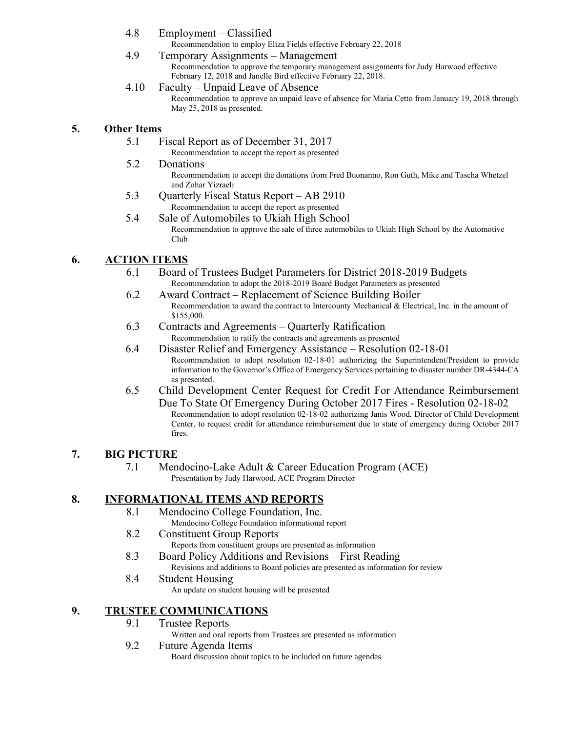4.8 Employment – Classified
Recommendation to employ Eliza Fields effective February 22, 2018

4.9 Temporary Assignments – Management
Recommendation to approve the temporary management assignments for Judy Harwood effective February 12, 2018 and Janelle Bird effective February 22, 2018.

4.10 Faculty – Unpaid Leave of Absence
Recommendation to approve an unpaid leave of absence for Maria Cetto from January 19, 2018 through May 25, 2018 as presented.

## 5. Other Items

5.1 Fiscal Report as of December 31, 2017
Recommendation to accept the report as presented

5.2 Donations
Recommendation to accept the donations from Fred Buonanno, Ron Guth, Mike and Tascha Whetzel and Zohar Yizraeli

5.3 Quarterly Fiscal Status Report – AB 2910
Recommendation to accept the report as presented

5.4 Sale of Automobiles to Ukiah High School
Recommendation to approve the sale of three automobiles to Ukiah High School by the Automotive Club

## 6. ACTION ITEMS

6.1 Board of Trustees Budget Parameters for District 2018-2019 Budgets
Recommendation to adopt the 2018-2019 Board Budget Parameters as presented

6.2 Award Contract – Replacement of Science Building Boiler
Recommendation to award the contract to Intercounty Mechanical & Electrical, Inc. in the amount of $155,000.

6.3 Contracts and Agreements – Quarterly Ratification
Recommendation to ratify the contracts and agreements as presented

6.4 Disaster Relief and Emergency Assistance – Resolution 02-18-01
Recommendation to adopt resolution 02-18-01 authorizing the Superintendent/President to provide information to the Governor's Office of Emergency Services pertaining to disaster number DR-4344-CA as presented.

6.5 Child Development Center Request for Credit For Attendance Reimbursement Due To State Of Emergency During October 2017 Fires - Resolution 02-18-02
Recommendation to adopt resolution 02-18-02 authorizing Janis Wood, Director of Child Development Center, to request credit for attendance reimbursement due to state of emergency during October 2017 fires.

## 7. BIG PICTURE

7.1 Mendocino-Lake Adult & Career Education Program (ACE)
Presentation by Judy Harwood, ACE Program Director

## 8. INFORMATIONAL ITEMS AND REPORTS

8.1 Mendocino College Foundation, Inc.
Mendocino College Foundation informational report

8.2 Constituent Group Reports
Reports from constituent groups are presented as information

8.3 Board Policy Additions and Revisions – First Reading
Revisions and additions to Board policies are presented as information for review

8.4 Student Housing
An update on student housing will be presented

## 9. TRUSTEE COMMUNICATIONS

9.1 Trustee Reports
Written and oral reports from Trustees are presented as information

9.2 Future Agenda Items
Board discussion about topics to be included on future agendas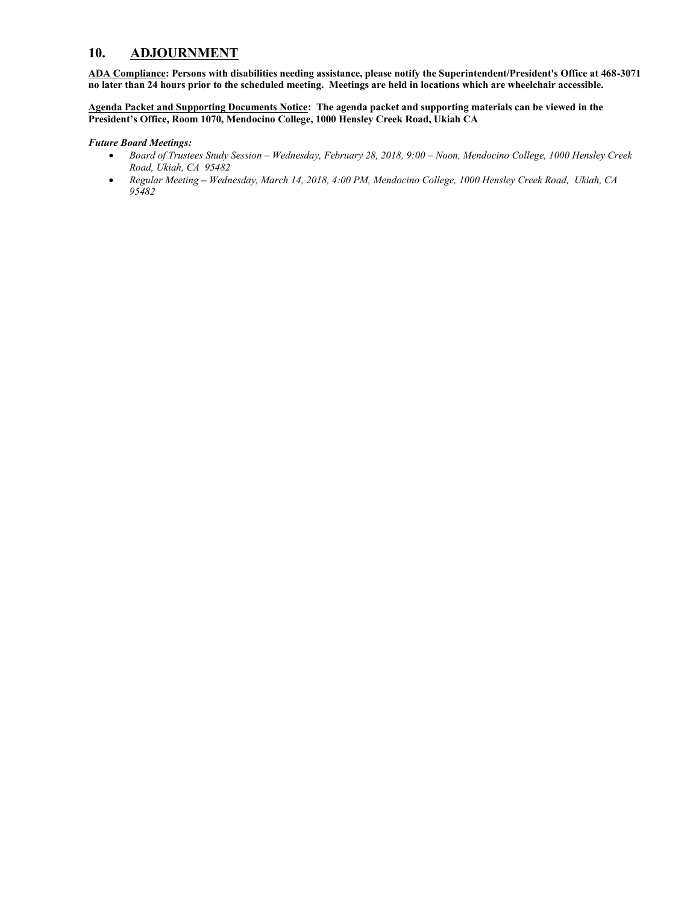## 10. ADJOURNMENT

**ADA Compliance: Persons with disabilities needing assistance, please notify the Superintendent/President's Office at 468-3071 no later than 24 hours prior to the scheduled meeting. Meetings are held in locations which are wheelchair accessible.**

**Agenda Packet and Supporting Documents Notice: The agenda packet and supporting materials can be viewed in the President's Office, Room 1070, Mendocino College, 1000 Hensley Creek Road, Ukiah CA**

***Future Board Meetings:***

- *Board of Trustees Study Session – Wednesday, February 28, 2018, 9:00 – Noon, Mendocino College, 1000 Hensley Creek Road, Ukiah, CA 95482*
- *Regular Meeting – Wednesday, March 14, 2018, 4:00 PM, Mendocino College, 1000 Hensley Creek Road, Ukiah, CA 95482*